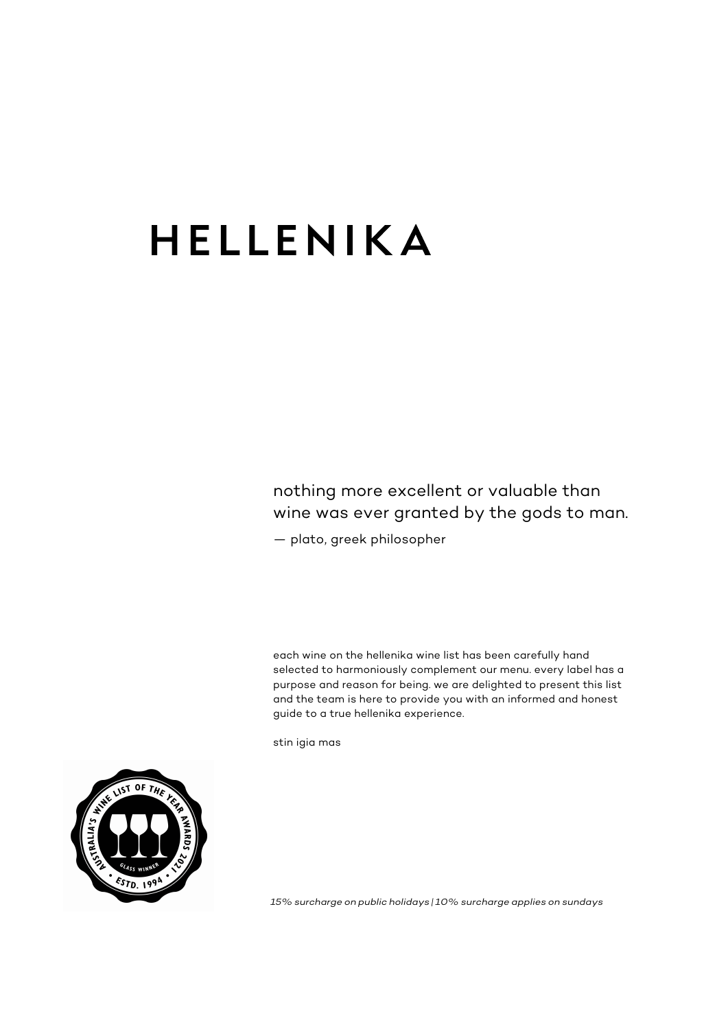# HELLENIKA

nothing more excellent or valuable than wine was ever granted by the gods to man.

— plato, greek philosopher

each wine on the hellenika wine list has been carefully hand selected to harmoniously complement our menu. every label has a purpose and reason for being. we are delighted to present this list and the team is here to provide you with an informed and honest guide to a true hellenika experience.

stin igia mas

AUSTRALIA'S WINE LIST OF THE YEAR AWARDS 2021
GLASS WINNER
ESTD. 1994

*15% surcharge on public holidays | 10% surcharge applies on sundays*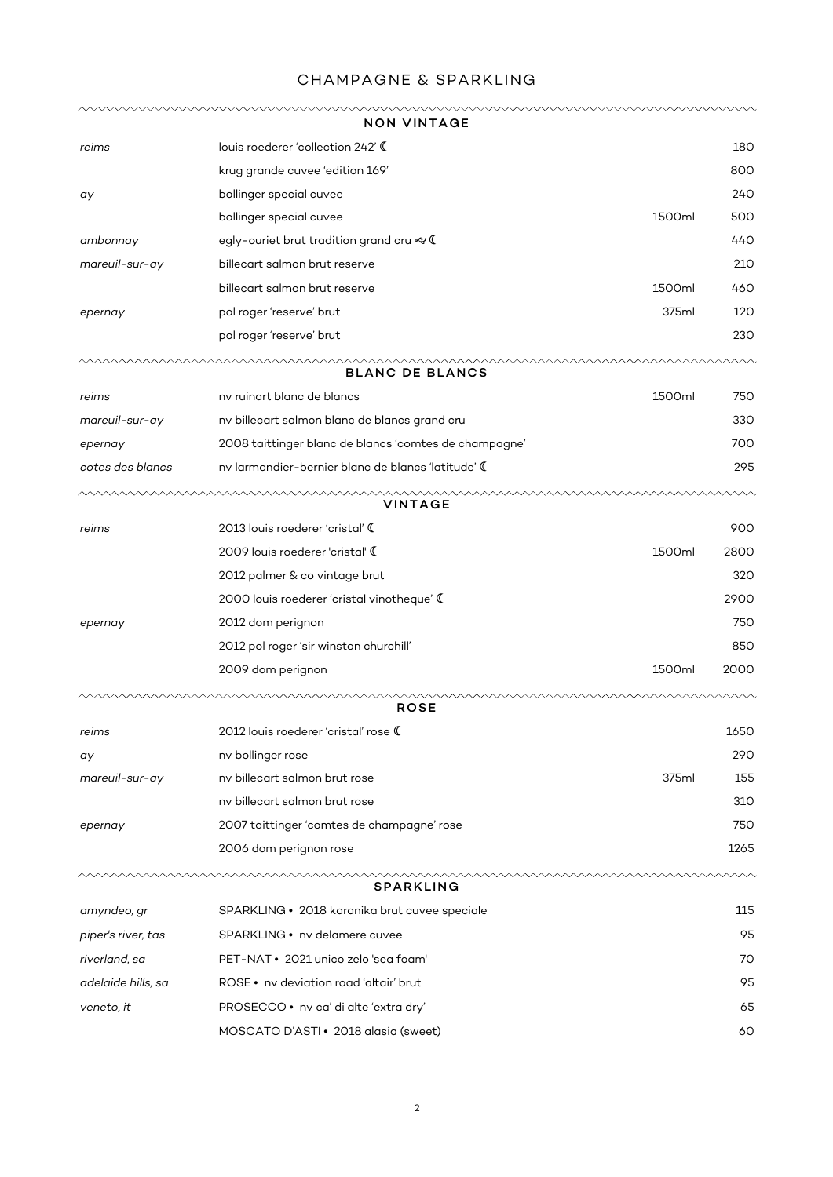# CHAMPAGNE & SPARKLING

## NON VINTAGE

| | | | |
|---|---|---|---|
| *reims* | louis roederer 'collection 242' ☾ | | 180 |
| | krug grande cuvee 'edition 169' | | 800 |
| *ay* | bollinger special cuvee | | 240 |
| | bollinger special cuvee | 1500ml | 500 |
| *ambonnay* | egly-ouriet brut tradition grand cru ~ ☾ | | 440 |
| *mareuil-sur-ay* | billecart salmon brut reserve | | 210 |
| | billecart salmon brut reserve | 1500ml | 460 |
| *epernay* | pol roger 'reserve' brut | 375ml | 120 |
| | pol roger 'reserve' brut | | 230 |

## BLANC DE BLANCS

| | | | |
|---|---|---|---|
| *reims* | nv ruinart blanc de blancs | 1500ml | 750 |
| *mareuil-sur-ay* | nv billecart salmon blanc de blancs grand cru | | 330 |
| *epernay* | 2008 taittinger blanc de blancs 'comtes de champagne' | | 700 |
| *cotes des blancs* | nv larmandier-bernier blanc de blancs 'latitude' ☾ | | 295 |

## VINTAGE

| | | | |
|---|---|---|---|
| *reims* | 2013 louis roederer 'cristal' ☾ | | 900 |
| | 2009 louis roederer 'cristal' ☾ | 1500ml | 2800 |
| | 2012 palmer & co vintage brut | | 320 |
| | 2000 louis roederer 'cristal vinotheque' ☾ | | 2900 |
| *epernay* | 2012 dom perignon | | 750 |
| | 2012 pol roger 'sir winston churchill' | | 850 |
| | 2009 dom perignon | 1500ml | 2000 |

## ROSE

| | | | |
|---|---|---|---|
| *reims* | 2012 louis roederer 'cristal' rose ☾ | | 1650 |
| *ay* | nv bollinger rose | | 290 |
| *mareuil-sur-ay* | nv billecart salmon brut rose | 375ml | 155 |
| | nv billecart salmon brut rose | | 310 |
| *epernay* | 2007 taittinger 'comtes de champagne' rose | | 750 |
| | 2006 dom perignon rose | | 1265 |

## SPARKLING

| | | |
|---|---|---|
| *amyndeo, gr* | SPARKLING • 2018 karanika brut cuvee speciale | 115 |
| *piper's river, tas* | SPARKLING • nv delamere cuvee | 95 |
| *riverland, sa* | PET-NAT • 2021 unico zelo 'sea foam' | 70 |
| *adelaide hills, sa* | ROSE • nv deviation road 'altair' brut | 95 |
| *veneto, it* | PROSECCO • nv ca' di alte 'extra dry' | 65 |
| | MOSCATO D'ASTI • 2018 alasia (sweet) | 60 |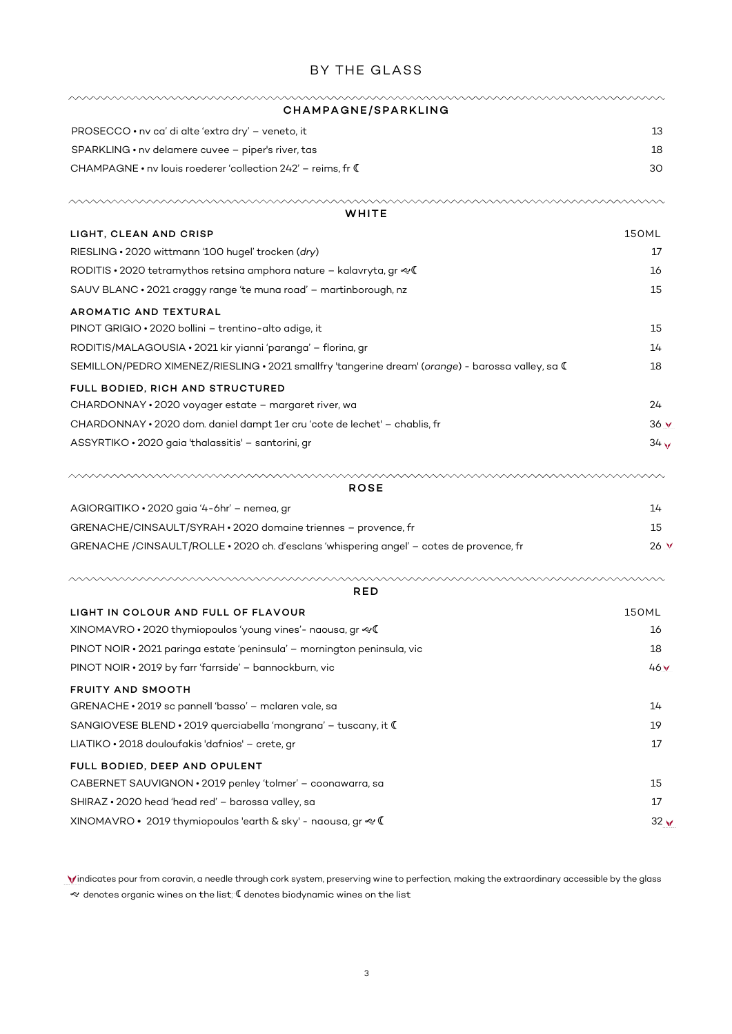# BY THE GLASS

## CHAMPAGNE/SPARKLING

| | |
|---|---|
| PROSECCO • nv ca' di alte 'extra dry' – veneto, it | 13 |
| SPARKLING • nv delamere cuvee – piper's river, tas | 18 |
| CHAMPAGNE • nv louis roederer 'collection 242' – reims, fr ☾ | 30 |

## WHITE

| LIGHT, CLEAN AND CRISP | 150ML |
|---|---|
| RIESLING • 2020 wittmann '100 hugel' trocken (*dry*) | 17 |
| RODITIS • 2020 tetramythos retsina amphora nature – kalavryta, gr ❧☾ | 16 |
| SAUV BLANC • 2021 craggy range 'te muna road' – martinborough, nz | 15 |
| **AROMATIC AND TEXTURAL** | |
| PINOT GRIGIO • 2020 bollini – trentino-alto adige, it | 15 |
| RODITIS/MALAGOUSIA • 2021 kir yianni 'paranga' – florina, gr | 14 |
| SEMILLON/PEDRO XIMENEZ/RIESLING • 2021 smallfry 'tangerine dream' (*orange*) - barossa valley, sa ☾ | 18 |
| **FULL BODIED, RICH AND STRUCTURED** | |
| CHARDONNAY • 2020 voyager estate – margaret river, wa | 24 |
| CHARDONNAY • 2020 dom. daniel dampt 1er cru 'cote de lechet' – chablis, fr | 36 ∨ |
| ASSYRTIKO • 2020 gaia 'thalassitis' – santorini, gr | 34 ∨ |

## ROSE

| | |
|---|---|
| AGIORGITIKO • 2020 gaia '4-6hr' – nemea, gr | 14 |
| GRENACHE/CINSAULT/SYRAH • 2020 domaine triennes – provence, fr | 15 |
| GRENACHE /CINSAULT/ROLLE • 2020 ch. d'esclans 'whispering angel' – cotes de provence, fr | 26 ∨ |

## RED

| LIGHT IN COLOUR AND FULL OF FLAVOUR | 150ML |
|---|---|
| XINOMAVRO • 2020 thymiopoulos 'young vines'- naousa, gr ❧☾ | 16 |
| PINOT NOIR • 2021 paringa estate 'peninsula' – mornington peninsula, vic | 18 |
| PINOT NOIR • 2019 by farr 'farrside' – bannockburn, vic | 46 ∨ |
| **FRUITY AND SMOOTH** | |
| GRENACHE • 2019 sc pannell 'basso' – mclaren vale, sa | 14 |
| SANGIOVESE BLEND • 2019 querciabella 'mongrana' – tuscany, it ☾ | 19 |
| LIATIKO • 2018 douloufakis 'dafnios' – crete, gr | 17 |
| **FULL BODIED, DEEP AND OPULENT** | |
| CABERNET SAUVIGNON • 2019 penley 'tolmer' – coonawarra, sa | 15 |
| SHIRAZ • 2020 head 'head red' – barossa valley, sa | 17 |
| XINOMAVRO • 2019 thymiopoulos 'earth & sky' - naousa, gr ❧☾ | 32 ∨ |

∨ indicates pour from coravin, a needle through cork system, preserving wine to perfection, making the extraordinary accessible by the glass

❧ denotes organic wines on the list; ☾ denotes biodynamic wines on the list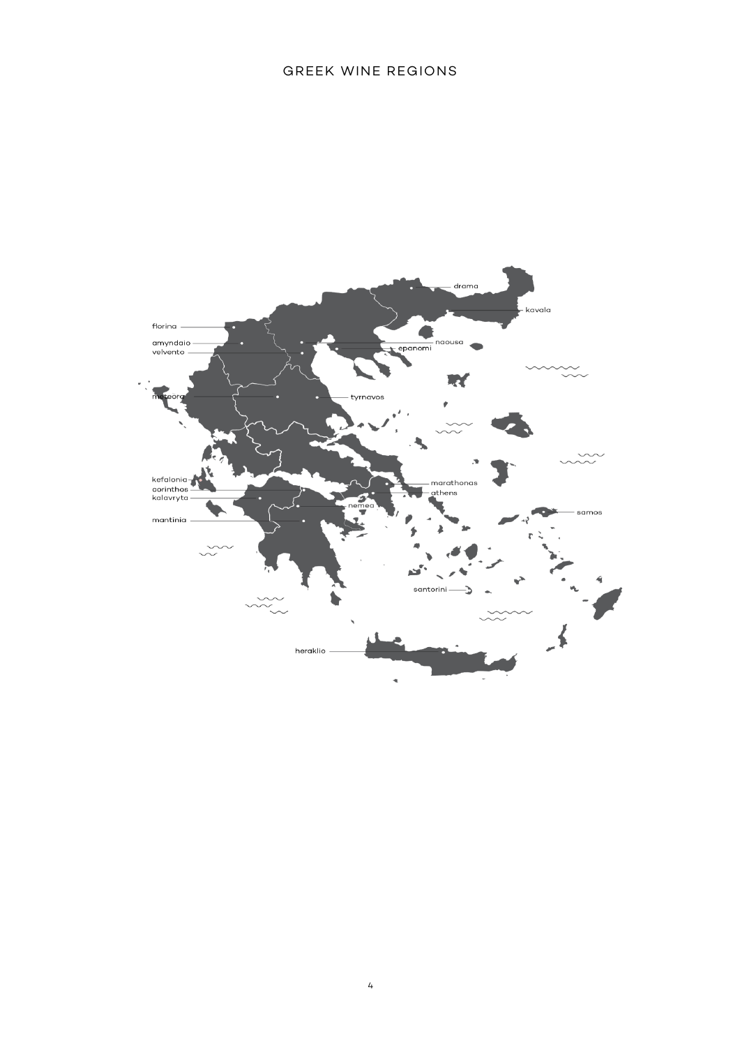# GREEK WINE REGIONS

drama
kavala
florina
amyndaio
velvento
naousa
epanomi
meteora
tyrnavos
kefalonia
corinthos
kalavryta
mantinia
marathonas
athens
nemea
samos
santorini
heraklio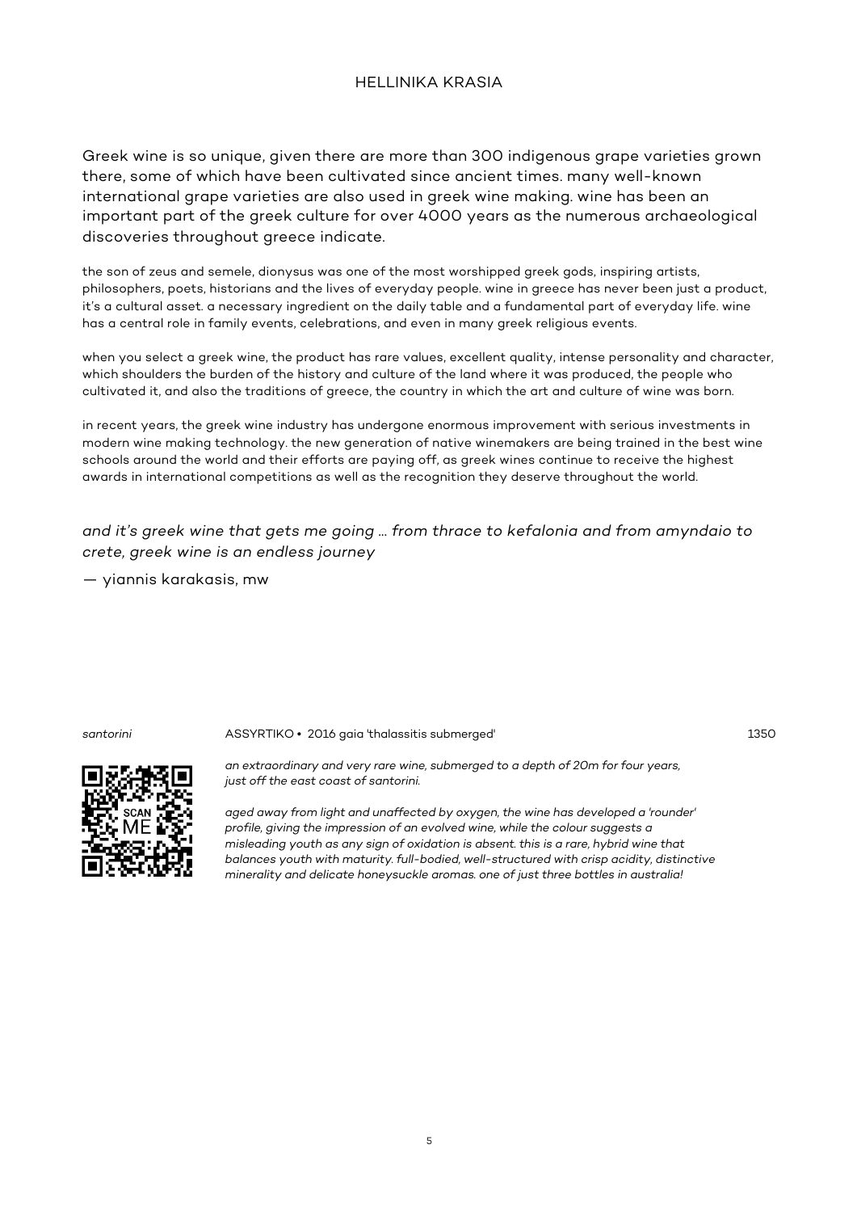# HELLINIKA KRASIA

Greek wine is so unique, given there are more than 300 indigenous grape varieties grown there, some of which have been cultivated since ancient times. many well-known international grape varieties are also used in greek wine making. wine has been an important part of the greek culture for over 4000 years as the numerous archaeological discoveries throughout greece indicate.

the son of zeus and semele, dionysus was one of the most worshipped greek gods, inspiring artists, philosophers, poets, historians and the lives of everyday people. wine in greece has never been just a product, it's a cultural asset. a necessary ingredient on the daily table and a fundamental part of everyday life. wine has a central role in family events, celebrations, and even in many greek religious events.

when you select a greek wine, the product has rare values, excellent quality, intense personality and character, which shoulders the burden of the history and culture of the land where it was produced, the people who cultivated it, and also the traditions of greece, the country in which the art and culture of wine was born.

in recent years, the greek wine industry has undergone enormous improvement with serious investments in modern wine making technology. the new generation of native winemakers are being trained in the best wine schools around the world and their efforts are paying off, as greek wines continue to receive the highest awards in international competitions as well as the recognition they deserve throughout the world.

*and it's greek wine that gets me going … from thrace to kefalonia and from amyndaio to crete, greek wine is an endless journey*

— yiannis karakasis, mw

*santorini* ASSYRTIKO • 2016 gaia 'thalassitis submerged' 1350

SCAN ME

*an extraordinary and very rare wine, submerged to a depth of 20m for four years, just off the east coast of santorini.*

*aged away from light and unaffected by oxygen, the wine has developed a 'rounder' profile, giving the impression of an evolved wine, while the colour suggests a misleading youth as any sign of oxidation is absent. this is a rare, hybrid wine that balances youth with maturity. full-bodied, well-structured with crisp acidity, distinctive minerality and delicate honeysuckle aromas. one of just three bottles in australia!*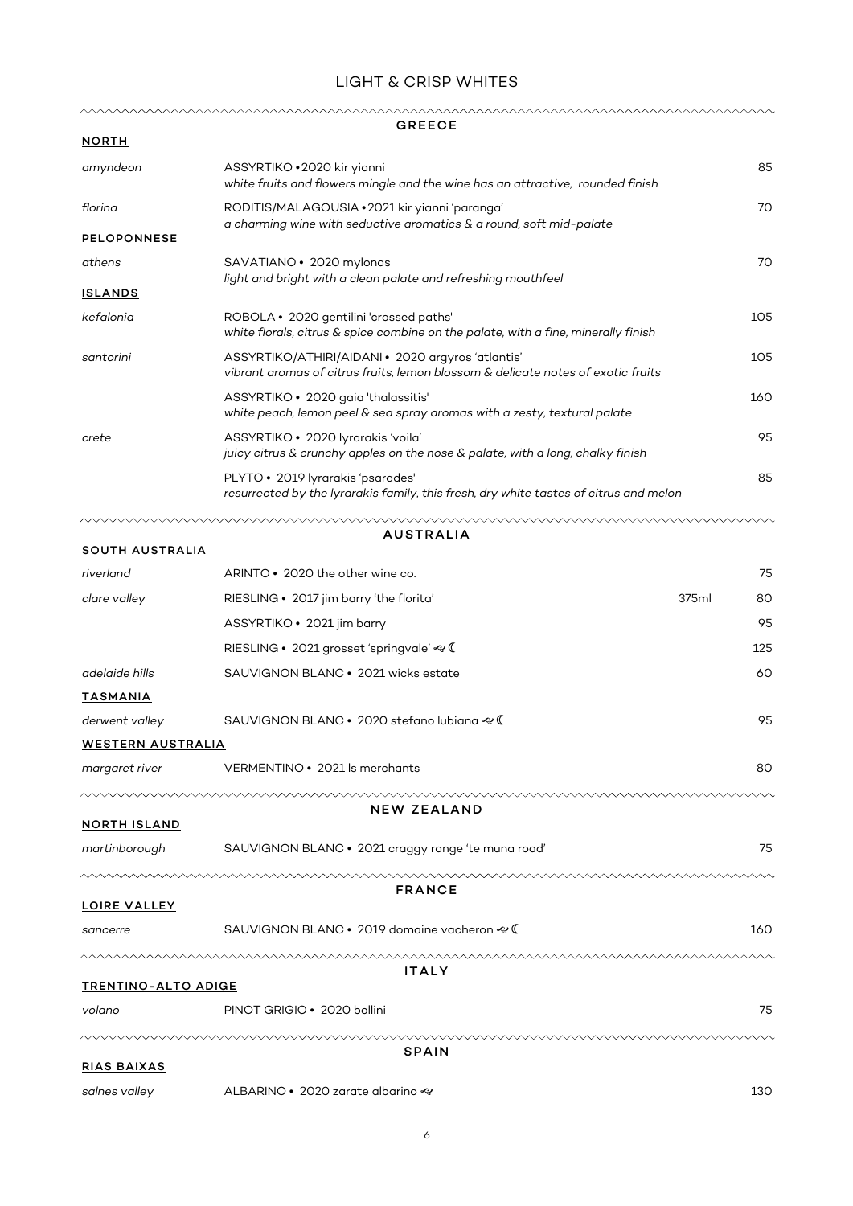# LIGHT & CRISP WHITES

## GREECE

### NORTH

*amyndeon* — ASSYRTIKO • 2020 kir yianni — 85
*white fruits and flowers mingle and the wine has an attractive, rounded finish*

*florina* — RODITIS/MALAGOUSIA • 2021 kir yianni 'paranga' — 70
*a charming wine with seductive aromatics & a round, soft mid-palate*

### PELOPONNESE

*athens* — SAVATIANO • 2020 mylonas — 70
*light and bright with a clean palate and refreshing mouthfeel*

### ISLANDS

*kefalonia* — ROBOLA • 2020 gentilini 'crossed paths' — 105
*white florals, citrus & spice combine on the palate, with a fine, minerally finish*

*santorini* — ASSYRTIKO/ATHIRI/AIDANI • 2020 argyros 'atlantis' — 105
*vibrant aromas of citrus fruits, lemon blossom & delicate notes of exotic fruits*

ASSYRTIKO • 2020 gaia 'thalassitis' — 160
*white peach, lemon peel & sea spray aromas with a zesty, textural palate*

*crete* — ASSYRTIKO • 2020 lyrarakis 'voila' — 95
*juicy citrus & crunchy apples on the nose & palate, with a long, chalky finish*

PLYTO • 2019 lyrarakis 'psarades' — 85
*resurrected by the lyrarakis family, this fresh, dry white tastes of citrus and melon*

## AUSTRALIA

### SOUTH AUSTRALIA

| | | | |
|---|---|---|---|
| *riverland* | ARINTO • 2020 the other wine co. | | 75 |
| *clare valley* | RIESLING • 2017 jim barry 'the florita' | 375ml | 80 |
| | ASSYRTIKO • 2021 jim barry | | 95 |
| | RIESLING • 2021 grosset 'springvale' ❦ ☾ | | 125 |
| *adelaide hills* | SAUVIGNON BLANC • 2021 wicks estate | | 60 |

### TASMANIA

| | | |
|---|---|---|
| *derwent valley* | SAUVIGNON BLANC • 2020 stefano lubiana ❦ ☾ | 95 |

### WESTERN AUSTRALIA

| | | |
|---|---|---|
| *margaret river* | VERMENTINO • 2021 ls merchants | 80 |

## NEW ZEALAND

### NORTH ISLAND

| | | |
|---|---|---|
| *martinborough* | SAUVIGNON BLANC • 2021 craggy range 'te muna road' | 75 |

## FRANCE

### LOIRE VALLEY

| | | |
|---|---|---|
| *sancerre* | SAUVIGNON BLANC • 2019 domaine vacheron ❦ ☾ | 160 |

## ITALY

### TRENTINO-ALTO ADIGE

| | | |
|---|---|---|
| *volano* | PINOT GRIGIO • 2020 bollini | 75 |

## SPAIN

### RIAS BAIXAS

| | | |
|---|---|---|
| *salnes valley* | ALBARINO • 2020 zarate albarino ❦ | 130 |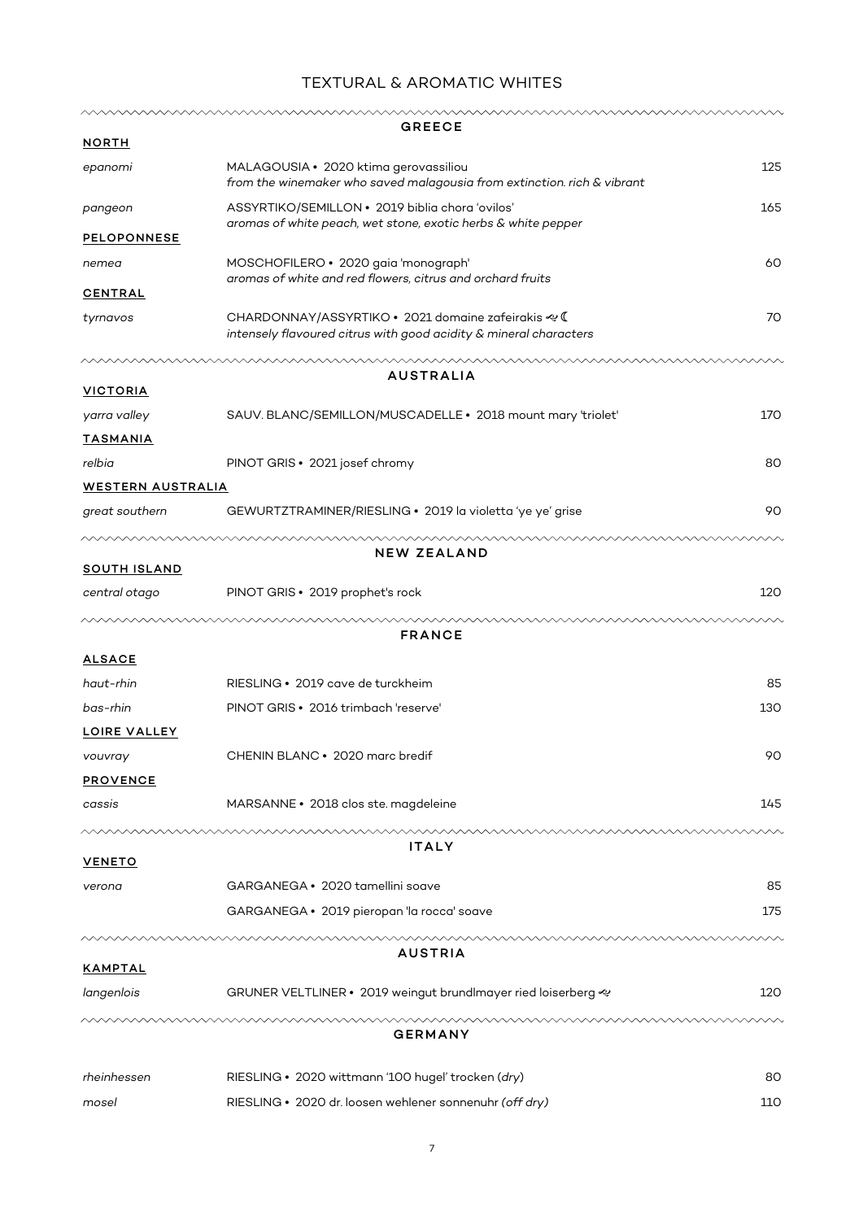# TEXTURAL & AROMATIC WHITES

## GREECE

**NORTH**

| | | |
|---|---|---|
| *epanomi* | MALAGOUSIA • 2020 ktima gerovassiliou<br>*from the winemaker who saved malagousia from extinction. rich & vibrant* | 125 |
| *pangeon* | ASSYRTIKO/SEMILLON • 2019 biblia chora 'ovilos'<br>*aromas of white peach, wet stone, exotic herbs & white pepper* | 165 |

**PELOPONNESE**

| | | |
|---|---|---|
| *nemea* | MOSCHOFILERO • 2020 gaia 'monograph'<br>*aromas of white and red flowers, citrus and orchard fruits* | 60 |

**CENTRAL**

| | | |
|---|---|---|
| *tyrnavos* | CHARDONNAY/ASSYRTIKO • 2021 domaine zafeirakis ☾<br>*intensely flavoured citrus with good acidity & mineral characters* | 70 |

## AUSTRALIA

**VICTORIA**

| | | |
|---|---|---|
| *yarra valley* | SAUV. BLANC/SEMILLON/MUSCADELLE • 2018 mount mary 'triolet' | 170 |

**TASMANIA**

| | | |
|---|---|---|
| *relbia* | PINOT GRIS • 2021 josef chromy | 80 |

**WESTERN AUSTRALIA**

| | | |
|---|---|---|
| *great southern* | GEWURTZTRAMINER/RIESLING • 2019 la violetta 'ye ye' grise | 90 |

## NEW ZEALAND

**SOUTH ISLAND**

| | | |
|---|---|---|
| *central otago* | PINOT GRIS • 2019 prophet's rock | 120 |

## FRANCE

**ALSACE**

| | | |
|---|---|---|
| *haut-rhin* | RIESLING • 2019 cave de turckheim | 85 |
| *bas-rhin* | PINOT GRIS • 2016 trimbach 'reserve' | 130 |

**LOIRE VALLEY**

| | | |
|---|---|---|
| *vouvray* | CHENIN BLANC • 2020 marc bredif | 90 |

**PROVENCE**

| | | |
|---|---|---|
| *cassis* | MARSANNE • 2018 clos ste. magdeleine | 145 |

## ITALY

**VENETO**

| | | |
|---|---|---|
| *verona* | GARGANEGA • 2020 tamellini soave | 85 |
| | GARGANEGA • 2019 pieropan 'la rocca' soave | 175 |

## AUSTRIA

**KAMPTAL**

| | | |
|---|---|---|
| *langenlois* | GRUNER VELTLINER • 2019 weingut brundlmayer ried loiserberg | 120 |

## GERMANY

| | | |
|---|---|---|
| *rheinhessen* | RIESLING • 2020 wittmann '100 hugel' trocken *(dry)* | 80 |
| *mosel* | RIESLING • 2020 dr. loosen wehlener sonnenuhr *(off dry)* | 110 |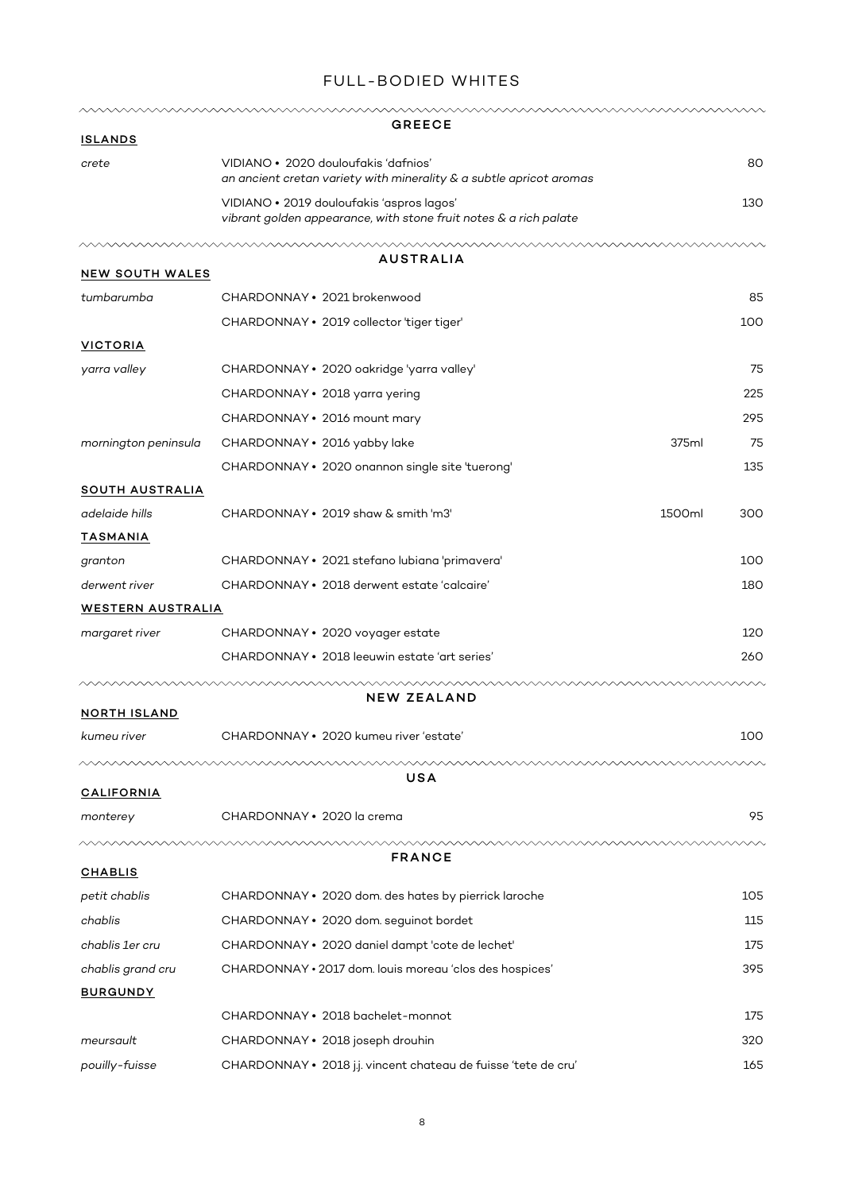# FULL-BODIED WHITES

## GREECE

**ISLANDS**

| | | | |
|---|---|---|---|
| *crete* | VIDIANO • 2020 douloufakis 'dafnios'<br>*an ancient cretan variety with minerality & a subtle apricot aromas* | | 80 |
| | VIDIANO • 2019 douloufakis 'aspros lagos'<br>*vibrant golden appearance, with stone fruit notes & a rich palate* | | 130 |

## AUSTRALIA

| | | | |
|---|---|---|---|
| **NEW SOUTH WALES** | | | |
| *tumbarumba* | CHARDONNAY • 2021 brokenwood | | 85 |
| | CHARDONNAY • 2019 collector 'tiger tiger' | | 100 |
| **VICTORIA** | | | |
| *yarra valley* | CHARDONNAY • 2020 oakridge 'yarra valley' | | 75 |
| | CHARDONNAY • 2018 yarra yering | | 225 |
| | CHARDONNAY • 2016 mount mary | | 295 |
| *mornington peninsula* | CHARDONNAY • 2016 yabby lake | 375ml | 75 |
| | CHARDONNAY • 2020 onannon single site 'tuerong' | | 135 |
| **SOUTH AUSTRALIA** | | | |
| *adelaide hills* | CHARDONNAY • 2019 shaw & smith 'm3' | 1500ml | 300 |
| **TASMANIA** | | | |
| *granton* | CHARDONNAY • 2021 stefano lubiana 'primavera' | | 100 |
| *derwent river* | CHARDONNAY • 2018 derwent estate 'calcaire' | | 180 |
| **WESTERN AUSTRALIA** | | | |
| *margaret river* | CHARDONNAY • 2020 voyager estate | | 120 |
| | CHARDONNAY • 2018 leeuwin estate 'art series' | | 260 |

## NEW ZEALAND

| | | |
|---|---|---|
| **NORTH ISLAND** | | |
| *kumeu river* | CHARDONNAY • 2020 kumeu river 'estate' | 100 |

## USA

| | | |
|---|---|---|
| **CALIFORNIA** | | |
| *monterey* | CHARDONNAY • 2020 la crema | 95 |

## FRANCE

| | | |
|---|---|---|
| **CHABLIS** | | |
| *petit chablis* | CHARDONNAY • 2020 dom. des hates by pierrick laroche | 105 |
| *chablis* | CHARDONNAY • 2020 dom. seguinot bordet | 115 |
| *chablis 1er cru* | CHARDONNAY • 2020 daniel dampt 'cote de lechet' | 175 |
| *chablis grand cru* | CHARDONNAY • 2017 dom. louis moreau 'clos des hospices' | 395 |
| **BURGUNDY** | | |
| | CHARDONNAY • 2018 bachelet-monnot | 175 |
| *meursault* | CHARDONNAY • 2018 joseph drouhin | 320 |
| *pouilly-fuisse* | CHARDONNAY • 2018 j.j. vincent chateau de fuisse 'tete de cru' | 165 |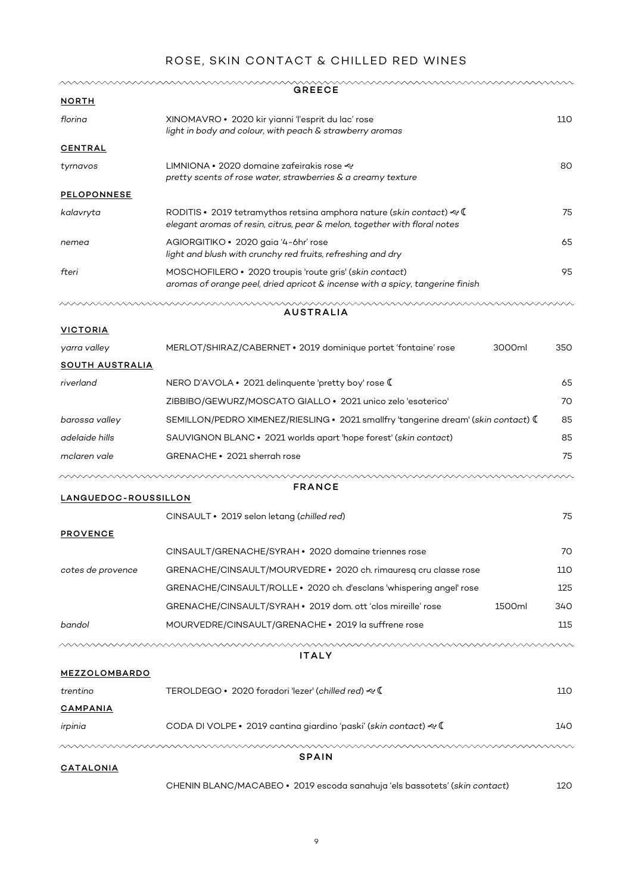# ROSE, SKIN CONTACT & CHILLED RED WINES

## GREECE

### NORTH

| | | | |
|---|---|---|---|
| *florina* | XINOMAVRO • 2020 kir yianni 'l'esprit du lac' rose<br>*light in body and colour, with peach & strawberry aromas* | | 110 |

### CENTRAL

| | | | |
|---|---|---|---|
| *tyrnavos* | LIMNIONA • 2020 domaine zafeirakis rose ≈<br>*pretty scents of rose water, strawberries & a creamy texture* | | 80 |

### PELOPONNESE

| | | | |
|---|---|---|---|
| *kalavryta* | RODITIS • 2019 tetramythos retsina amphora nature (*skin contact*) ≈ ☾<br>*elegant aromas of resin, citrus, pear & melon, together with floral notes* | | 75 |
| *nemea* | AGIORGITIKO • 2020 gaia '4-6hr' rose<br>*light and blush with crunchy red fruits, refreshing and dry* | | 65 |
| *fteri* | MOSCHOFILERO • 2020 troupis 'route gris' (*skin contact*)<br>*aromas of orange peel, dried apricot & incense with a spicy, tangerine finish* | | 95 |

## AUSTRALIA

### VICTORIA

| | | | |
|---|---|---|---|
| *yarra valley* | MERLOT/SHIRAZ/CABERNET • 2019 dominique portet 'fontaine' rose | 3000ml | 350 |

### SOUTH AUSTRALIA

| | | | |
|---|---|---|---|
| *riverland* | NERO D'AVOLA • 2021 delinquente 'pretty boy' rose ☾ | | 65 |
| | ZIBBIBO/GEWURZ/MOSCATO GIALLO • 2021 unico zelo 'esoterico' | | 70 |
| *barossa valley* | SEMILLON/PEDRO XIMENEZ/RIESLING • 2021 smallfry 'tangerine dream' (*skin contact*) ☾ | | 85 |
| *adelaide hills* | SAUVIGNON BLANC • 2021 worlds apart 'hope forest' (*skin contact*) | | 85 |
| *mclaren vale* | GRENACHE • 2021 sherrah rose | | 75 |

## FRANCE

### LANGUEDOC-ROUSSILLON

| | | | |
|---|---|---|---|
| | CINSAULT • 2019 selon letang (*chilled red*) | | 75 |

### PROVENCE

| | | | |
|---|---|---|---|
| | CINSAULT/GRENACHE/SYRAH • 2020 domaine triennes rose | | 70 |
| *cotes de provence* | GRENACHE/CINSAULT/MOURVEDRE • 2020 ch. rimauresq cru classe rose | | 110 |
| | GRENACHE/CINSAULT/ROLLE • 2020 ch. d'esclans 'whispering angel' rose | | 125 |
| | GRENACHE/CINSAULT/SYRAH • 2019 dom. ott 'clos mireille' rose | 1500ml | 340 |
| *bandol* | MOURVEDRE/CINSAULT/GRENACHE • 2019 la suffrene rose | | 115 |

## ITALY

### MEZZOLOMBARDO

| | | | |
|---|---|---|---|
| *trentino* | TEROLDEGO • 2020 foradori 'lezer' (*chilled red*) ≈ ☾ | | 110 |

### CAMPANIA

| | | | |
|---|---|---|---|
| *irpinia* | CODA DI VOLPE • 2019 cantina giardino 'paski' (*skin contact*) ≈ ☾ | | 140 |

## SPAIN

### CATALONIA

| | | | |
|---|---|---|---|
| | CHENIN BLANC/MACABEO • 2019 escoda sanahuja 'els bassotets' (*skin contact*) | | 120 |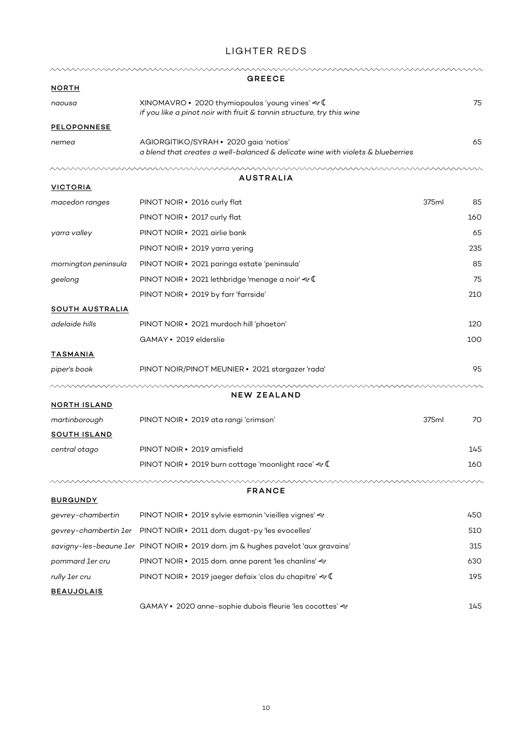# LIGHTER REDS

## GREECE

| | | | |
|---|---|---|---|
| **NORTH** | | | |
| *naousa* | XINOMAVRO • 2020 thymiopoulos 'young vines' ༄ ☾<br>*if you like a pinot noir with fruit & tannin structure, try this wine* | | 75 |
| **PELOPONNESE** | | | |
| *nemea* | AGIORGITIKO/SYRAH • 2020 gaia 'notios'<br>*a blend that creates a well-balanced & delicate wine with violets & blueberries* | | 65 |

## AUSTRALIA

| | | | |
|---|---|---|---|
| **VICTORIA** | | | |
| *macedon ranges* | PINOT NOIR • 2016 curly flat | 375ml | 85 |
| | PINOT NOIR • 2017 curly flat | | 160 |
| *yarra valley* | PINOT NOIR • 2021 airlie bank | | 65 |
| | PINOT NOIR • 2019 yarra yering | | 235 |
| *mornington peninsula* | PINOT NOIR • 2021 paringa estate 'peninsula' | | 85 |
| *geelong* | PINOT NOIR • 2021 lethbridge 'menage a noir' ༄ ☾ | | 75 |
| | PINOT NOIR • 2019 by farr 'farrside' | | 210 |
| **SOUTH AUSTRALIA** | | | |
| *adelaide hills* | PINOT NOIR • 2021 murdoch hill 'phaeton' | | 120 |
| | GAMAY • 2019 elderslie | | 100 |
| **TASMANIA** | | | |
| *piper's book* | PINOT NOIR/PINOT MEUNIER • 2021 stargazer 'rada' | | 95 |

## NEW ZEALAND

| | | | |
|---|---|---|---|
| **NORTH ISLAND** | | | |
| *martinborough* | PINOT NOIR • 2019 ata rangi 'crimson' | 375ml | 70 |
| **SOUTH ISLAND** | | | |
| *central otago* | PINOT NOIR • 2019 amisfield | | 145 |
| | PINOT NOIR • 2019 burn cottage 'moonlight race' ༄ ☾ | | 160 |

## FRANCE

| | | | |
|---|---|---|---|
| **BURGUNDY** | | | |
| *gevrey-chambertin* | PINOT NOIR • 2019 sylvie esmonin 'vieilles vignes' ༄ | | 450 |
| *gevrey-chambertin 1er* | PINOT NOIR • 2011 dom. dugat-py 'les evocelles' | | 510 |
| *savigny-les-beaune 1er* | PINOT NOIR • 2019 dom. jm & hughes pavelot 'aux gravains' | | 315 |
| *pommard 1er cru* | PINOT NOIR • 2015 dom. anne parent 'les chanlins' ༄ | | 630 |
| *rully 1er cru* | PINOT NOIR • 2019 jaeger defaix 'clos du chapitre' ༄ ☾ | | 195 |
| **BEAUJOLAIS** | | | |
| | GAMAY • 2020 anne-sophie dubois fleurie 'les cocottes' ༄ | | 145 |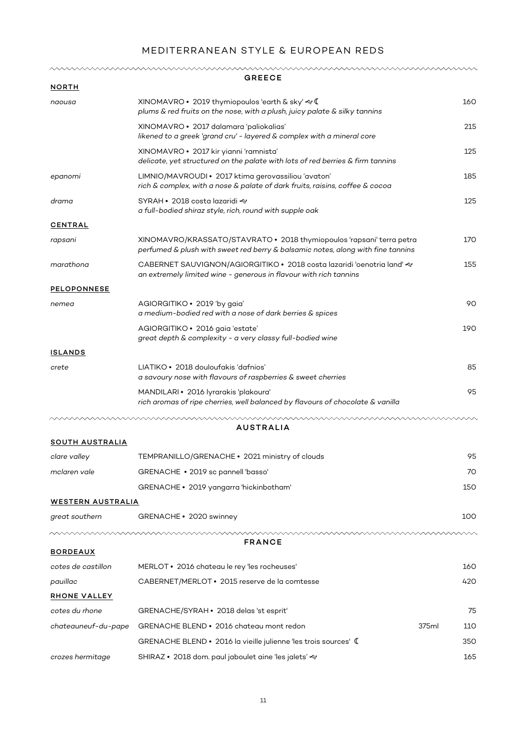# MEDITERRANEAN STYLE & EUROPEAN REDS

## GREECE

### NORTH

| | | | |
|---|---|---|---|
| *naousa* | XINOMAVRO • 2019 thymiopoulos 'earth & sky' ≪ ☾<br>*plums & red fruits on the nose, with a plush, juicy palate & silky tannins* | | 160 |
| | XINOMAVRO • 2017 dalamara 'paliokalias'<br>*likened to a greek 'grand cru' - layered & complex with a mineral core* | | 215 |
| | XINOMAVRO • 2017 kir yianni 'ramnista'<br>*delicate, yet structured on the palate with lots of red berries & firm tannins* | | 125 |
| *epanomi* | LIMNIO/MAVROUDI • 2017 ktima gerovassiliou 'avaton'<br>*rich & complex, with a nose & palate of dark fruits, raisins, coffee & cocoa* | | 185 |
| *drama* | SYRAH • 2018 costa lazaridi ≪<br>*a full-bodied shiraz style, rich, round with supple oak* | | 125 |

### CENTRAL

| | | | |
|---|---|---|---|
| *rapsani* | XINOMAVRO/KRASSATO/STAVRATO • 2018 thymiopoulos 'rapsani' terra petra<br>*perfumed & plush with sweet red berry & balsamic notes, along with fine tannins* | | 170 |
| *marathona* | CABERNET SAUVIGNON/AGIORGITIKO • 2018 costa lazaridi 'oenotria land' ≪<br>*an extremely limited wine - generous in flavour with rich tannins* | | 155 |

### PELOPONNESE

| | | | |
|---|---|---|---|
| *nemea* | AGIORGITIKO • 2019 'by gaia'<br>*a medium-bodied red with a nose of dark berries & spices* | | 90 |
| | AGIORGITIKO • 2016 gaia 'estate'<br>*great depth & complexity - a very classy full-bodied wine* | | 190 |

### ISLANDS

| | | | |
|---|---|---|---|
| *crete* | LIATIKO • 2018 douloufakis 'dafnios'<br>*a savoury nose with flavours of raspberries & sweet cherries* | | 85 |
| | MANDILARI • 2016 lyrarakis 'plakoura'<br>*rich aromas of ripe cherries, well balanced by flavours of chocolate & vanilla* | | 95 |

## AUSTRALIA

### SOUTH AUSTRALIA

| | | | |
|---|---|---|---|
| *clare valley* | TEMPRANILLO/GRENACHE • 2021 ministry of clouds | | 95 |
| *mclaren vale* | GRENACHE • 2019 sc pannell 'basso' | | 70 |
| | GRENACHE • 2019 yangarra 'hickinbotham' | | 150 |

### WESTERN AUSTRALIA

| | | | |
|---|---|---|---|
| *great southern* | GRENACHE • 2020 swinney | | 100 |

## FRANCE

### BORDEAUX

| | | | |
|---|---|---|---|
| *cotes de castillon* | MERLOT • 2016 chateau le rey 'les rocheuses' | | 160 |
| *pauillac* | CABERNET/MERLOT • 2015 reserve de la comtesse | | 420 |

### RHONE VALLEY

| | | | |
|---|---|---|---|
| *cotes du rhone* | GRENACHE/SYRAH • 2018 delas 'st esprit' | | 75 |
| *chateauneuf-du-pape* | GRENACHE BLEND • 2016 chateau mont redon | 375ml | 110 |
| | GRENACHE BLEND • 2016 la vieille julienne 'les trois sources' ☾ | | 350 |
| *crozes hermitage* | SHIRAZ • 2018 dom. paul jaboulet aine 'les jalets' ≪ | | 165 |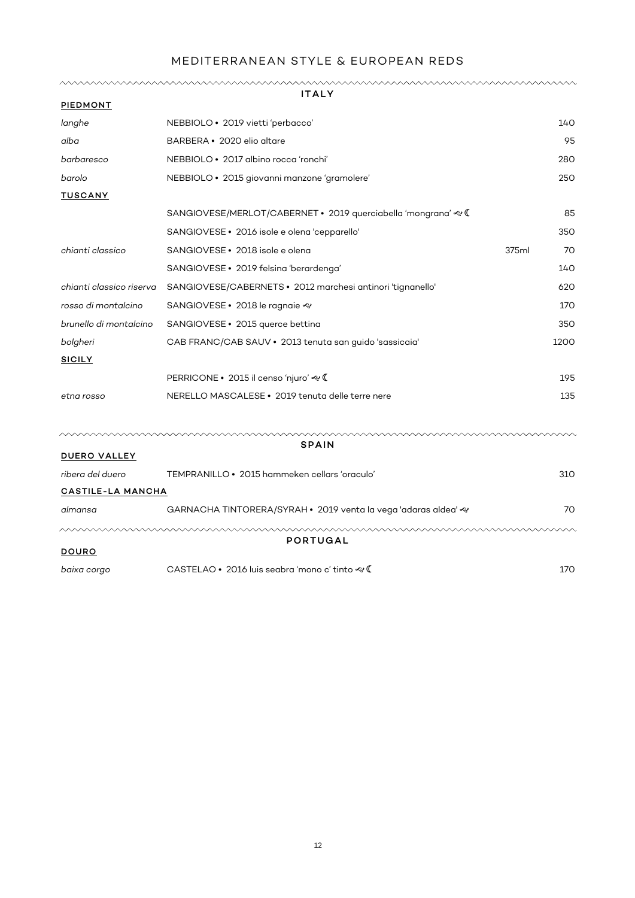# MEDITERRANEAN STYLE & EUROPEAN REDS

## ITALY

| **PIEDMONT** | | | |
|---|---|---|---|
| *langhe* | NEBBIOLO • 2019 vietti 'perbacco' | | 140 |
| *alba* | BARBERA • 2020 elio altare | | 95 |
| *barbaresco* | NEBBIOLO • 2017 albino rocca 'ronchi' | | 280 |
| *barolo* | NEBBIOLO • 2015 giovanni manzone 'gramolere' | | 250 |
| **TUSCANY** | | | |
| | SANGIOVESE/MERLOT/CABERNET • 2019 querciabella 'mongrana' ༄ ☾ | | 85 |
| | SANGIOVESE • 2016 isole e olena 'cepparello' | | 350 |
| *chianti classico* | SANGIOVESE • 2018 isole e olena | 375ml | 70 |
| | SANGIOVESE • 2019 felsina 'berardenga' | | 140 |
| *chianti classico riserva* | SANGIOVESE/CABERNETS • 2012 marchesi antinori 'tignanello' | | 620 |
| *rosso di montalcino* | SANGIOVESE • 2018 le ragnaie ༄ | | 170 |
| *brunello di montalcino* | SANGIOVESE • 2015 querce bettina | | 350 |
| *bolgheri* | CAB FRANC/CAB SAUV • 2013 tenuta san guido 'sassicaia' | | 1200 |
| **SICILY** | | | |
| | PERRICONE • 2015 il censo 'njuro' ༄ ☾ | | 195 |
| *etna rosso* | NERELLO MASCALESE • 2019 tenuta delle terre nere | | 135 |

## SPAIN

| **DUERO VALLEY** | | |
|---|---|---|
| *ribera del duero* | TEMPRANILLO • 2015 hammeken cellars 'oraculo' | 310 |
| **CASTILE-LA MANCHA** | | |
| *almansa* | GARNACHA TINTORERA/SYRAH • 2019 venta la vega 'adaras aldea' ༄ | 70 |

## PORTUGAL

| **DOURO** | | |
|---|---|---|
| *baixa corgo* | CASTELAO • 2016 luis seabra 'mono c' tinto ༄ ☾ | 170 |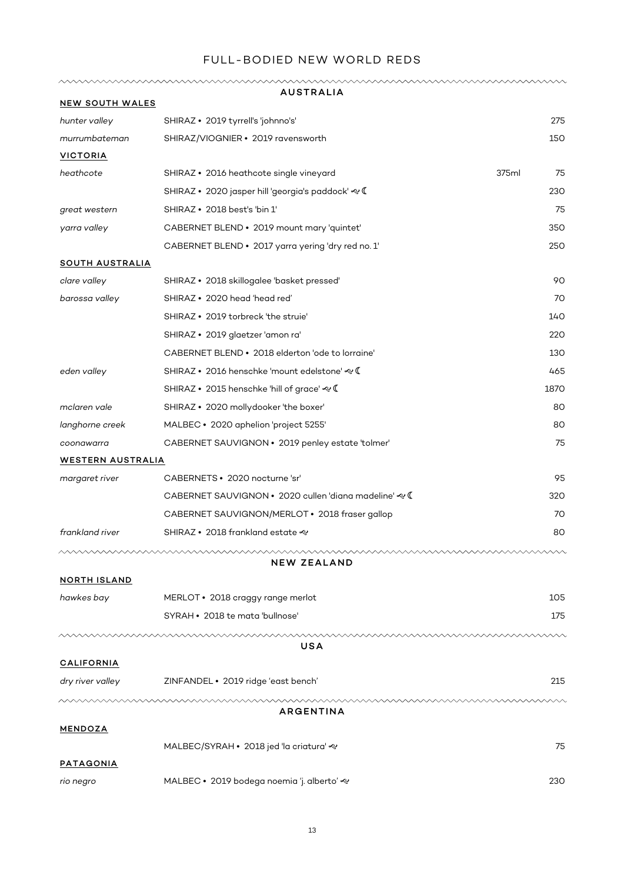# FULL-BODIED NEW WORLD REDS

## AUSTRALIA

### NEW SOUTH WALES

| | | | |
|---|---|---|---|
| *hunter valley* | SHIRAZ • 2019 tyrrell's 'johnno's' | | 275 |
| *murrumbateman* | SHIRAZ/VIOGNIER • 2019 ravensworth | | 150 |

### VICTORIA

| | | | |
|---|---|---|---|
| *heathcote* | SHIRAZ • 2016 heathcote single vineyard | 375ml | 75 |
| | SHIRAZ • 2020 jasper hill 'georgia's paddock' ࿐ ☾ | | 230 |
| *great western* | SHIRAZ • 2018 best's 'bin 1' | | 75 |
| *yarra valley* | CABERNET BLEND • 2019 mount mary 'quintet' | | 350 |
| | CABERNET BLEND • 2017 yarra yering 'dry red no. 1' | | 250 |

### SOUTH AUSTRALIA

| | | |
|---|---|---|
| *clare valley* | SHIRAZ • 2018 skillogalee 'basket pressed' | 90 |
| *barossa valley* | SHIRAZ • 2020 head 'head red' | 70 |
| | SHIRAZ • 2019 torbreck 'the struie' | 140 |
| | SHIRAZ • 2019 glaetzer 'amon ra' | 220 |
| | CABERNET BLEND • 2018 elderton 'ode to lorraine' | 130 |
| *eden valley* | SHIRAZ • 2016 henschke 'mount edelstone' ࿐ ☾ | 465 |
| | SHIRAZ • 2015 henschke 'hill of grace' ࿐ ☾ | 1870 |
| *mclaren vale* | SHIRAZ • 2020 mollydooker 'the boxer' | 80 |
| *langhorne creek* | MALBEC • 2020 aphelion 'project 5255' | 80 |
| *coonawarra* | CABERNET SAUVIGNON • 2019 penley estate 'tolmer' | 75 |

### WESTERN AUSTRALIA

| | | |
|---|---|---|
| *margaret river* | CABERNETS • 2020 nocturne 'sr' | 95 |
| | CABERNET SAUVIGNON • 2020 cullen 'diana madeline' ࿐ ☾ | 320 |
| | CABERNET SAUVIGNON/MERLOT • 2018 fraser gallop | 70 |
| *frankland river* | SHIRAZ • 2018 frankland estate ࿐ | 80 |

## NEW ZEALAND

### NORTH ISLAND

| | | |
|---|---|---|
| *hawkes bay* | MERLOT • 2018 craggy range merlot | 105 |
| | SYRAH • 2018 te mata 'bullnose' | 175 |

## USA

### CALIFORNIA

| | | |
|---|---|---|
| *dry river valley* | ZINFANDEL • 2019 ridge 'east bench' | 215 |

## ARGENTINA

### MENDOZA

| | | |
|---|---|---|
| | MALBEC/SYRAH • 2018 jed 'la criatura' ࿐ | 75 |

### PATAGONIA

| | | |
|---|---|---|
| *rio negro* | MALBEC • 2019 bodega noemia 'j. alberto' ࿐ | 230 |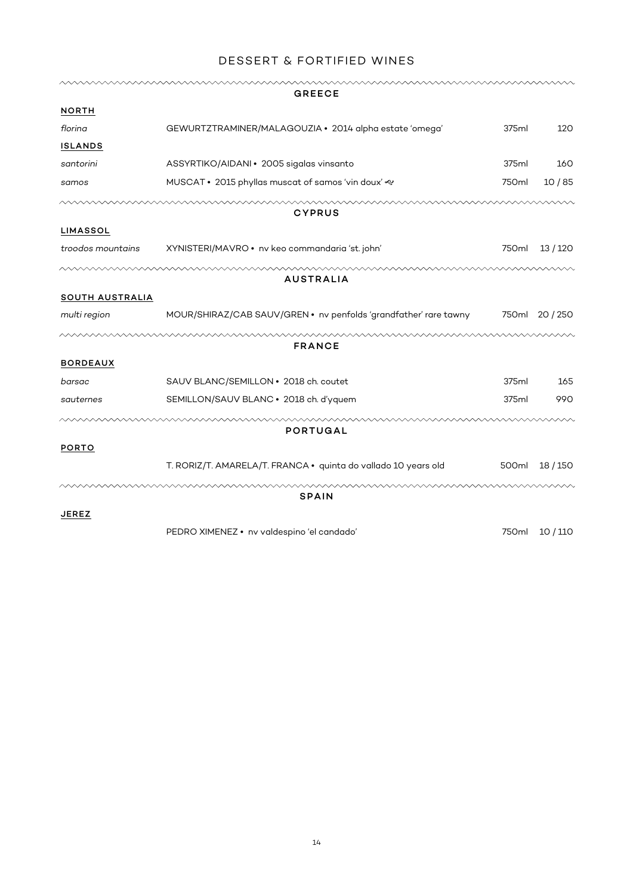# DESSERT & FORTIFIED WINES

## GREECE

| | | | |
|---|---|---|---|
| **NORTH** | | | |
| *florina* | GEWURTZTRAMINER/MALAGOUZIA • 2014 alpha estate 'omega' | 375ml | 120 |
| **ISLANDS** | | | |
| *santorini* | ASSYRTIKO/AIDANI • 2005 sigalas vinsanto | 375ml | 160 |
| *samos* | MUSCAT • 2015 phyllas muscat of samos 'vin doux' | 750ml | 10 / 85 |

## CYPRUS

| | | | |
|---|---|---|---|
| **LIMASSOL** | | | |
| *troodos mountains* | XYNISTERI/MAVRO • nv keo commandaria 'st. john' | 750ml | 13 / 120 |

## AUSTRALIA

| | | | |
|---|---|---|---|
| **SOUTH AUSTRALIA** | | | |
| *multi region* | MOUR/SHIRAZ/CAB SAUV/GREN • nv penfolds 'grandfather' rare tawny | 750ml | 20 / 250 |

## FRANCE

| | | | |
|---|---|---|---|
| **BORDEAUX** | | | |
| *barsac* | SAUV BLANC/SEMILLON • 2018 ch. coutet | 375ml | 165 |
| *sauternes* | SEMILLON/SAUV BLANC • 2018 ch. d'yquem | 375ml | 990 |

## PORTUGAL

| | | | |
|---|---|---|---|
| **PORTO** | | | |
| | T. RORIZ/T. AMARELA/T. FRANCA • quinta do vallado 10 years old | 500ml | 18 / 150 |

## SPAIN

| | | | |
|---|---|---|---|
| **JEREZ** | | | |
| | PEDRO XIMENEZ • nv valdespino 'el candado' | 750ml | 10 / 110 |